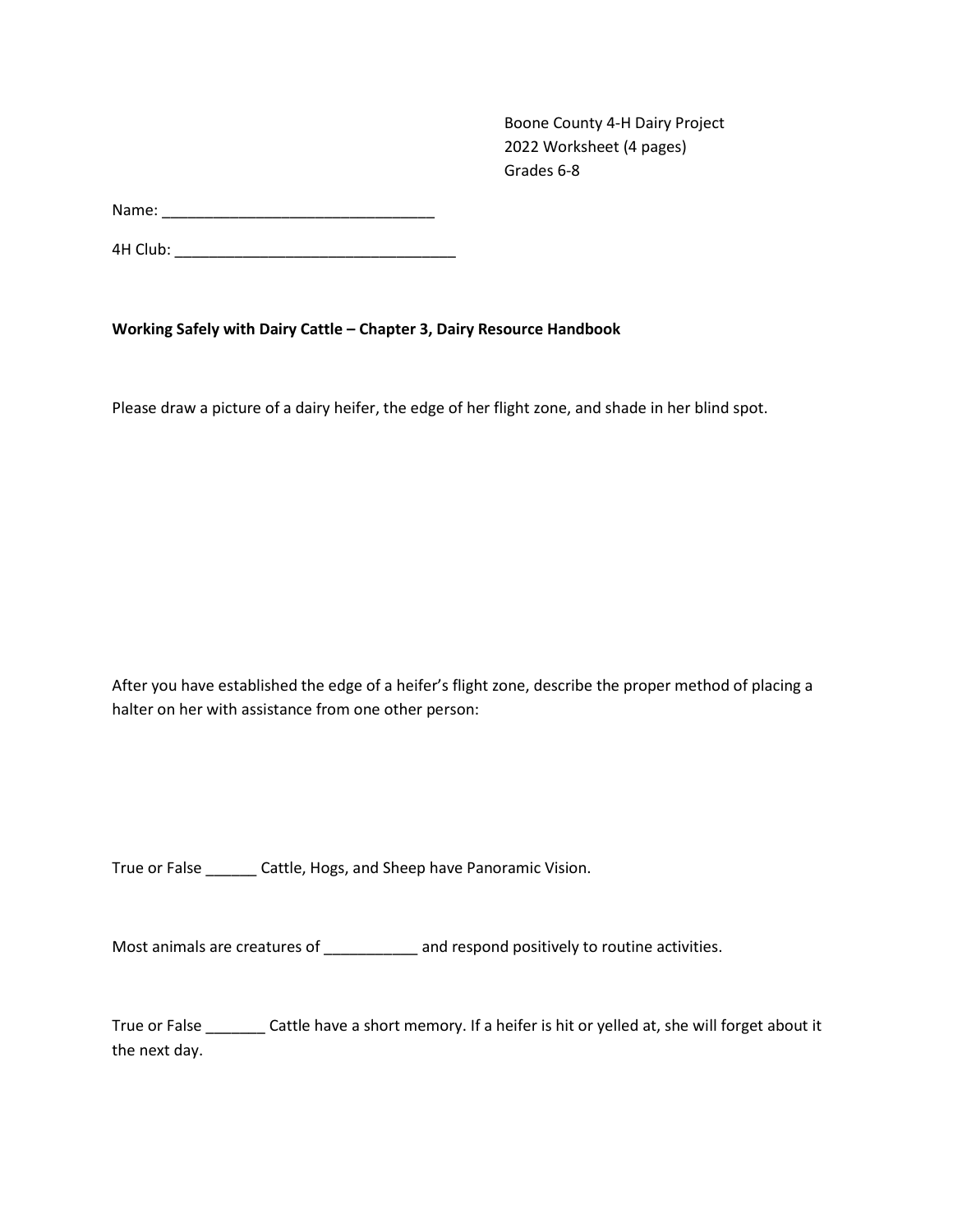Boone County 4-H Dairy Project
2022 Worksheet (4 pages)
Grades 6-8

Name: ________________________________

4H Club: _________________________________

**Working Safely with Dairy Cattle – Chapter 3, Dairy Resource Handbook**

Please draw a picture of a dairy heifer, the edge of her flight zone, and shade in her blind spot.

After you have established the edge of a heifer's flight zone, describe the proper method of placing a halter on her with assistance from one other person:

True or False ______ Cattle, Hogs, and Sheep have Panoramic Vision.

Most animals are creatures of ___________ and respond positively to routine activities.

True or False _______ Cattle have a short memory. If a heifer is hit or yelled at, she will forget about it the next day.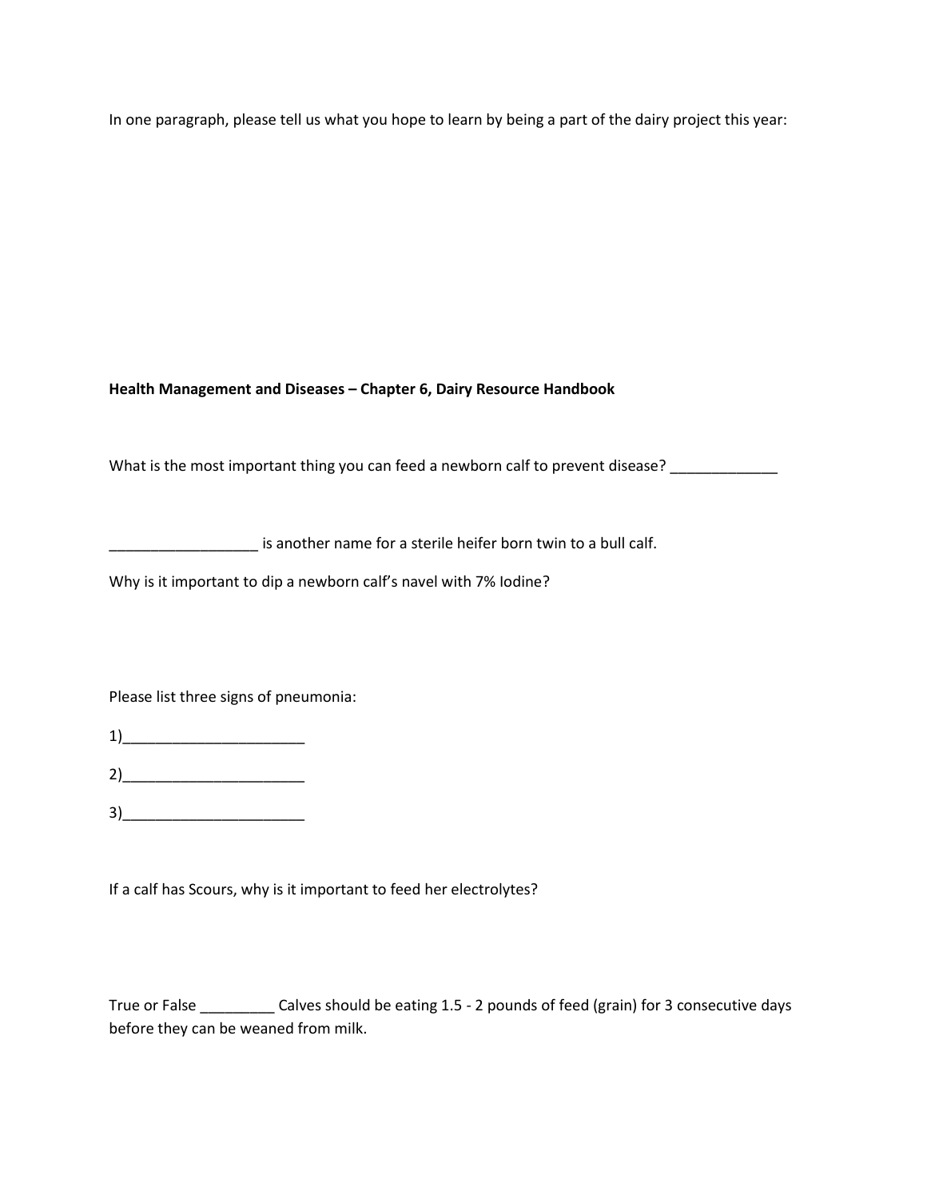In one paragraph, please tell us what you hope to learn by being a part of the dairy project this year:

**Health Management and Diseases – Chapter 6, Dairy Resource Handbook**

What is the most important thing you can feed a newborn calf to prevent disease? _____________

__________________ is another name for a sterile heifer born twin to a bull calf.

Why is it important to dip a newborn calf's navel with 7% Iodine?

Please list three signs of pneumonia:

1)______________________

2)______________________

3)______________________

If a calf has Scours, why is it important to feed her electrolytes?

True or False _________ Calves should be eating 1.5 - 2 pounds of feed (grain) for 3 consecutive days before they can be weaned from milk.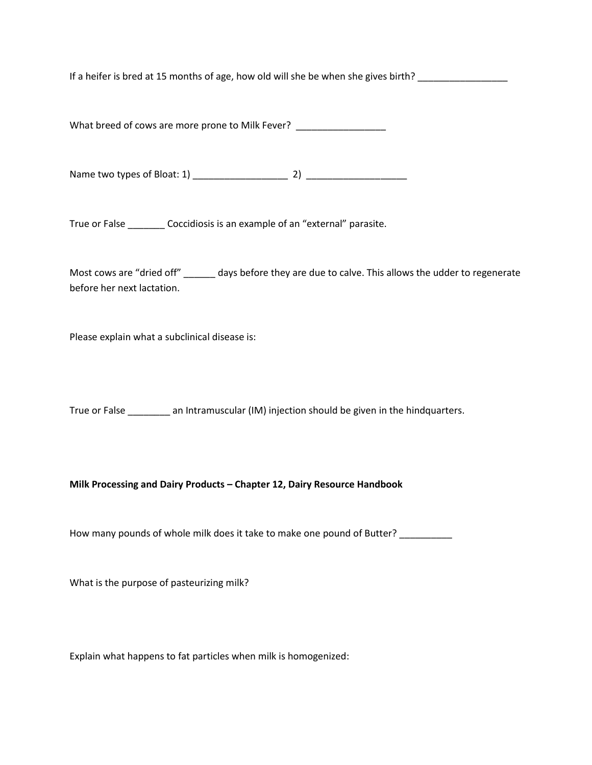If a heifer is bred at 15 months of age, how old will she be when she gives birth? _________________

What breed of cows are more prone to Milk Fever? _________________

Name two types of Bloat: 1) __________________ 2) ___________________

True or False _______ Coccidiosis is an example of an "external" parasite.

Most cows are "dried off" ______ days before they are due to calve. This allows the udder to regenerate before her next lactation.

Please explain what a subclinical disease is:

True or False ________ an Intramuscular (IM) injection should be given in the hindquarters.

**Milk Processing and Dairy Products – Chapter 12, Dairy Resource Handbook**

How many pounds of whole milk does it take to make one pound of Butter? __________

What is the purpose of pasteurizing milk?

Explain what happens to fat particles when milk is homogenized: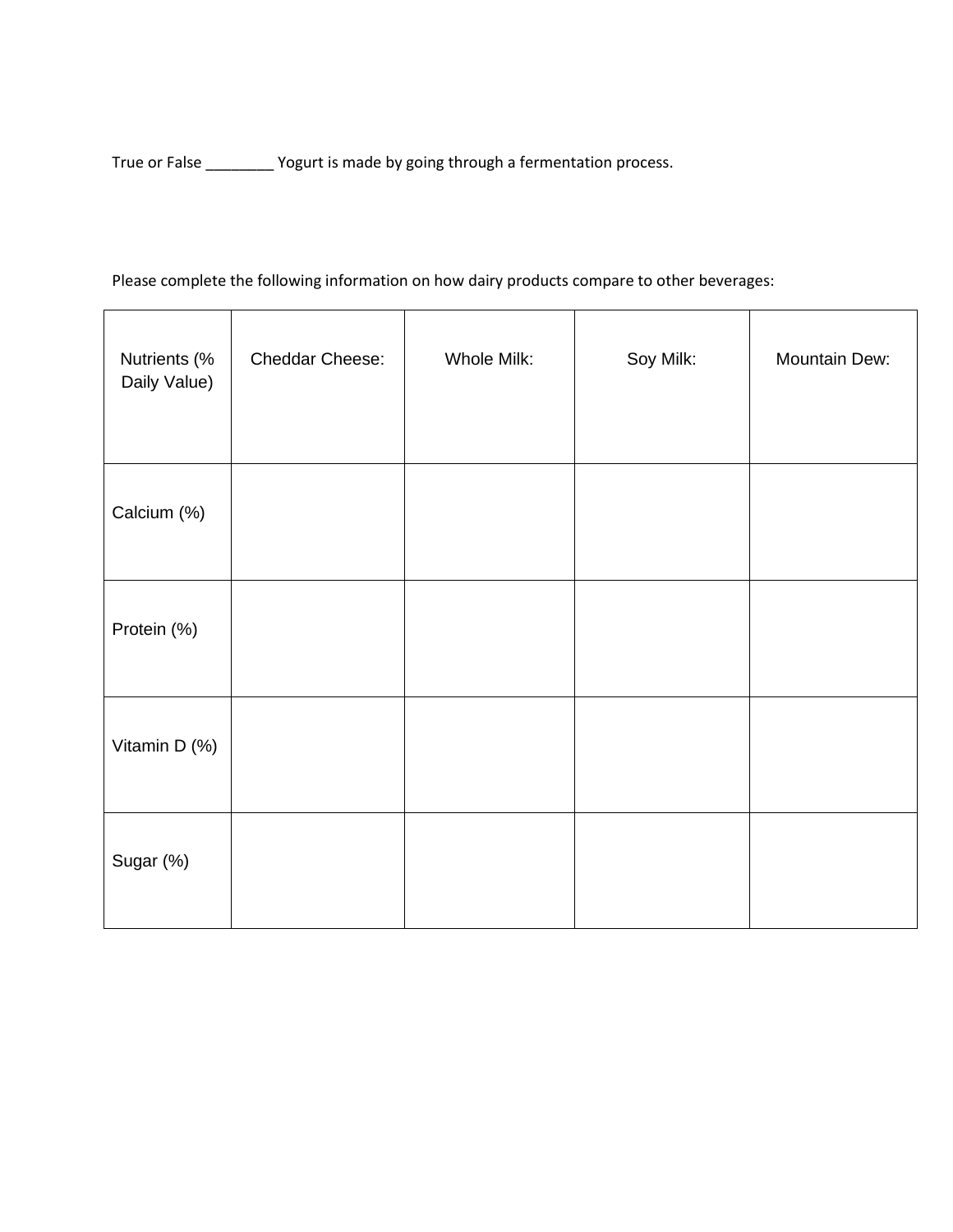True or False ________ Yogurt is made by going through a fermentation process.

Please complete the following information on how dairy products compare to other beverages:

| Nutrients (% Daily Value) | Cheddar Cheese: | Whole Milk: | Soy Milk: | Mountain Dew: |
|---|---|---|---|---|
| Calcium (%) | | | | |
| Protein (%) | | | | |
| Vitamin D (%) | | | | |
| Sugar (%) | | | | |